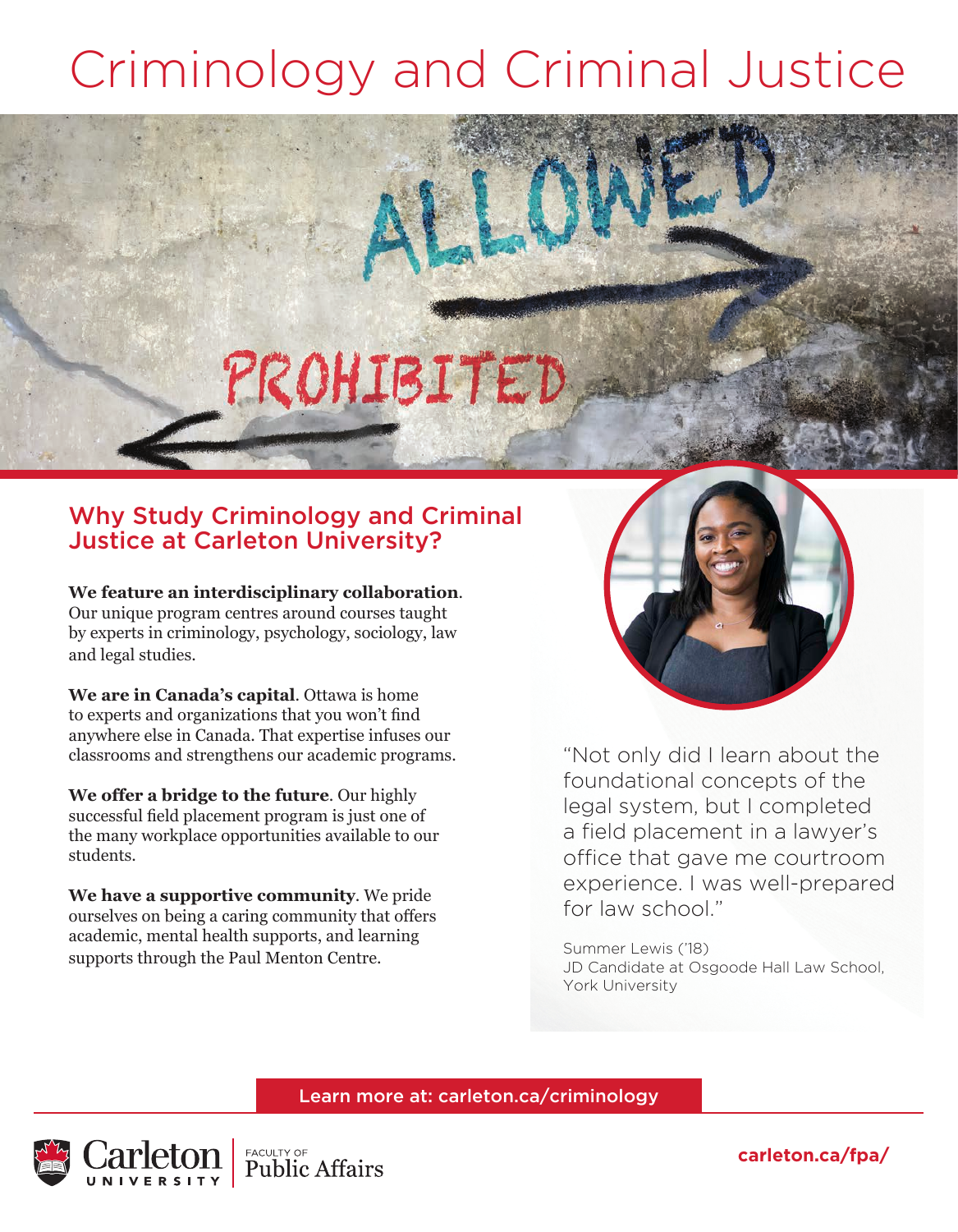# Criminology and Criminal Justice

## Why Study Criminology and Criminal Justice at Carleton University?

**We feature an interdisciplinary collaboration**. Our unique program centres around courses taught by experts in criminology, psychology, sociology, law and legal studies.

**We are in Canada's capital**. Ottawa is home to experts and organizations that you won't find anywhere else in Canada. That expertise infuses our classrooms and strengthens our academic programs.

**We offer a bridge to the future**. Our highly successful field placement program is just one of the many workplace opportunities available to our students.

**We have a supportive community**. We pride ourselves on being a caring community that offers academic, mental health supports, and learning supports through the Paul Menton Centre.

"Not only did I learn about the foundational concepts of the legal system, but I completed a field placement in a lawyer's office that gave me courtroom experience. I was well-prepared for law school."

Summer Lewis ('18)
JD Candidate at Osgoode Hall Law School, York University

Learn more at: carleton.ca/criminology

Carleton University | Faculty of Public Affairs

carleton.ca/fpa/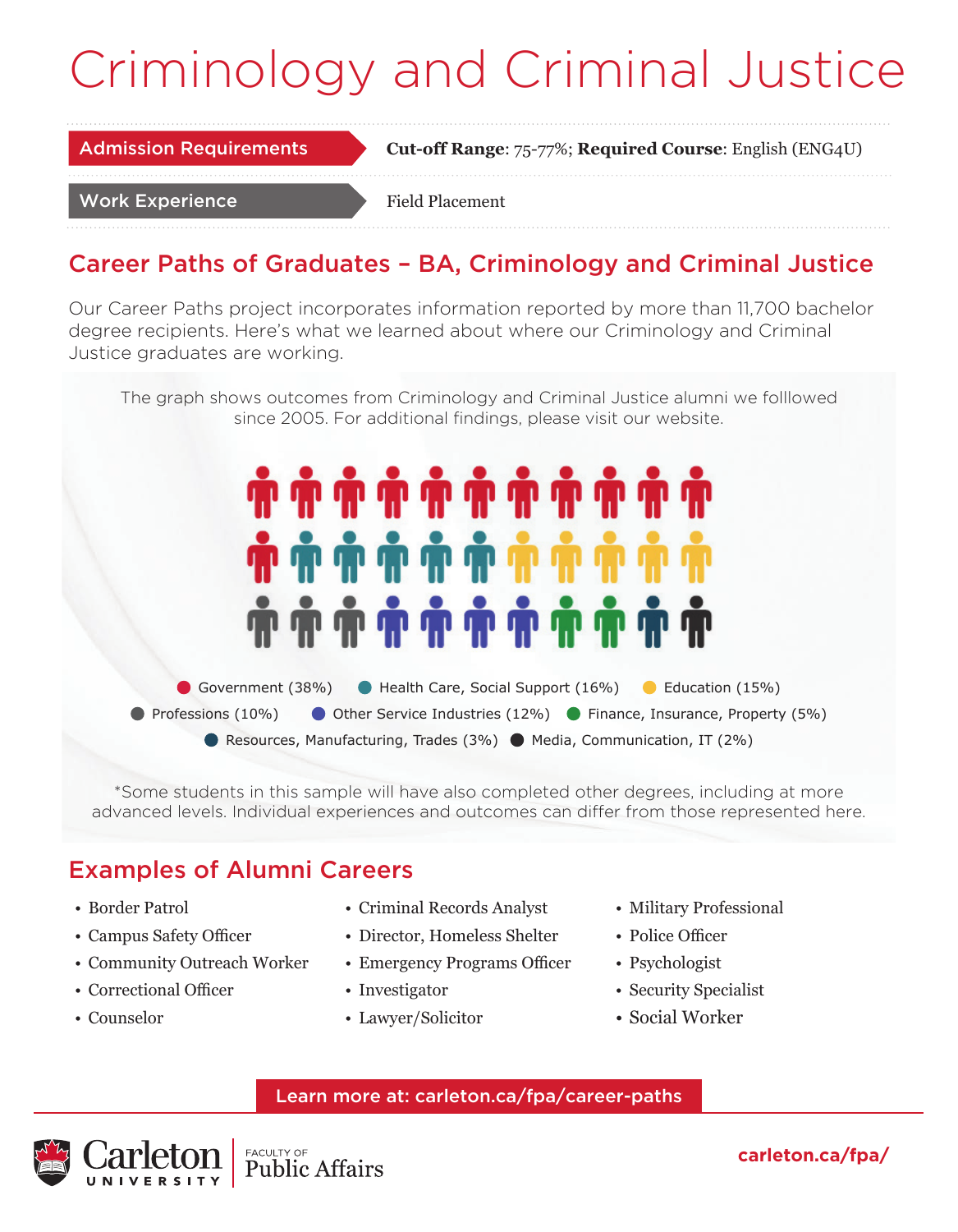# Criminology and Criminal Justice

**Admission Requirements** — **Cut-off Range**: 75-77%; **Required Course**: English (ENG4U)

**Work Experience** — Field Placement

## Career Paths of Graduates – BA, Criminology and Criminal Justice

Our Career Paths project incorporates information reported by more than 11,700 bachelor degree recipients. Here's what we learned about where our Criminology and Criminal Justice graduates are working.

The graph shows outcomes from Criminology and Criminal Justice alumni we folllowed since 2005. For additional findings, please visit our website.

Government (38%)
Health Care, Social Support (16%)
Education (15%)
Professions (10%)
Other Service Industries (12%)
Finance, Insurance, Property (5%)
Resources, Manufacturing, Trades (3%)
Media, Communication, IT (2%)

*Some students in this sample will have also completed other degrees, including at more advanced levels. Individual experiences and outcomes can differ from those represented here.

## Examples of Alumni Careers

- Border Patrol
- Campus Safety Officer
- Community Outreach Worker
- Correctional Officer
- Counselor
- Criminal Records Analyst
- Director, Homeless Shelter
- Emergency Programs Officer
- Investigator
- Lawyer/Solicitor
- Military Professional
- Police Officer
- Psychologist
- Security Specialist
- Social Worker

**Learn more at: carleton.ca/fpa/career-paths**

Carleton University | Faculty of Public Affairs

carleton.ca/fpa/